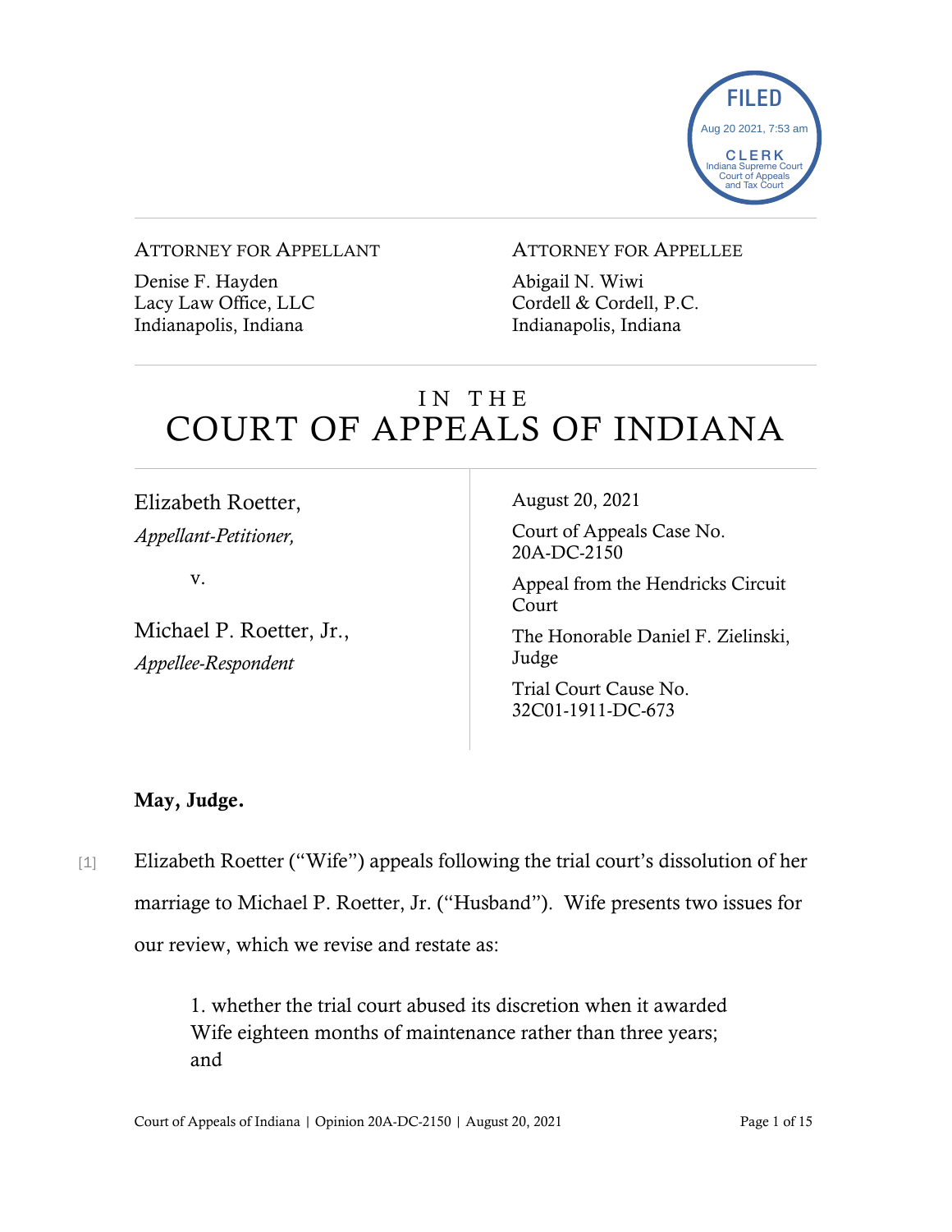FILED
Aug 20 2021, 7:53 am
CLERK
Indiana Supreme Court
Court of Appeals
and Tax Court

ATTORNEY FOR APPELLANT

Denise F. Hayden
Lacy Law Office, LLC
Indianapolis, Indiana

ATTORNEY FOR APPELLEE

Abigail N. Wiwi
Cordell & Cordell, P.C.
Indianapolis, Indiana

# IN THE COURT OF APPEALS OF INDIANA

Elizabeth Roetter,
*Appellant-Petitioner,*

v.

Michael P. Roetter, Jr.,
*Appellee-Respondent*

August 20, 2021

Court of Appeals Case No. 20A-DC-2150

Appeal from the Hendricks Circuit Court

The Honorable Daniel F. Zielinski, Judge

Trial Court Cause No. 32C01-1911-DC-673

**May, Judge.**

[1] Elizabeth Roetter ("Wife") appeals following the trial court's dissolution of her marriage to Michael P. Roetter, Jr. ("Husband"). Wife presents two issues for our review, which we revise and restate as:

> 1. whether the trial court abused its discretion when it awarded Wife eighteen months of maintenance rather than three years; and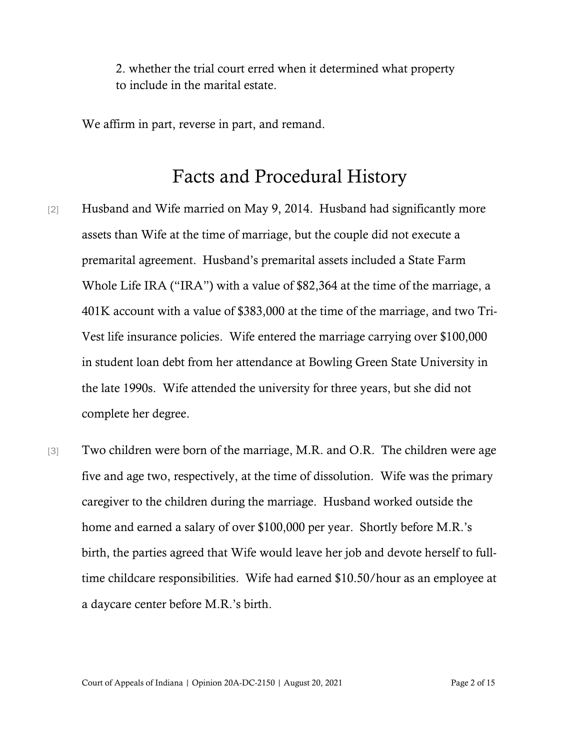2. whether the trial court erred when it determined what property to include in the marital estate.

We affirm in part, reverse in part, and remand.

# Facts and Procedural History

[2] Husband and Wife married on May 9, 2014. Husband had significantly more assets than Wife at the time of marriage, but the couple did not execute a premarital agreement. Husband's premarital assets included a State Farm Whole Life IRA ("IRA") with a value of $82,364 at the time of the marriage, a 401K account with a value of $383,000 at the time of the marriage, and two Tri-Vest life insurance policies. Wife entered the marriage carrying over $100,000 in student loan debt from her attendance at Bowling Green State University in the late 1990s. Wife attended the university for three years, but she did not complete her degree.

[3] Two children were born of the marriage, M.R. and O.R. The children were age five and age two, respectively, at the time of dissolution. Wife was the primary caregiver to the children during the marriage. Husband worked outside the home and earned a salary of over $100,000 per year. Shortly before M.R.'s birth, the parties agreed that Wife would leave her job and devote herself to full-time childcare responsibilities. Wife had earned $10.50/hour as an employee at a daycare center before M.R.'s birth.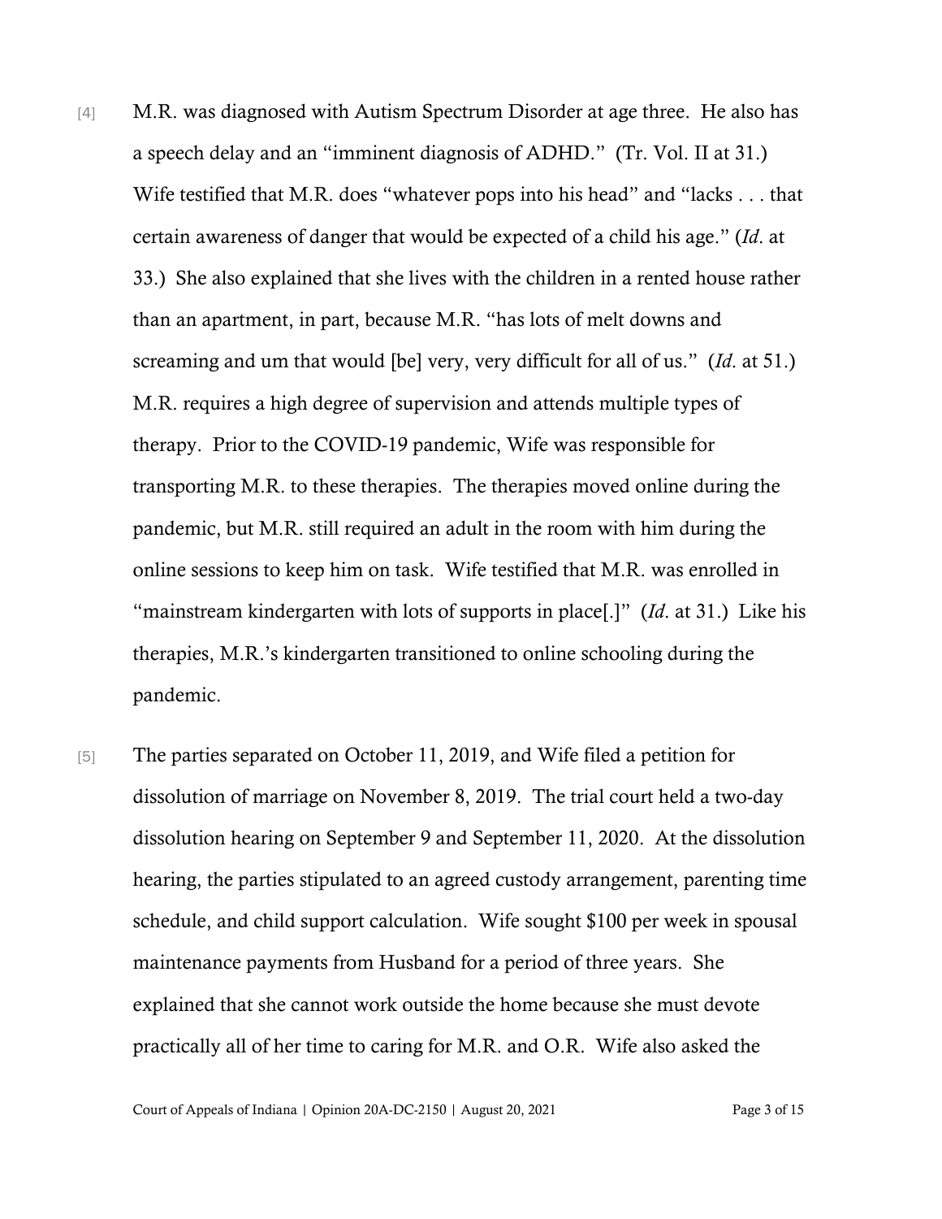[4] M.R. was diagnosed with Autism Spectrum Disorder at age three. He also has a speech delay and an "imminent diagnosis of ADHD." (Tr. Vol. II at 31.) Wife testified that M.R. does "whatever pops into his head" and "lacks . . . that certain awareness of danger that would be expected of a child his age." (*Id*. at 33.) She also explained that she lives with the children in a rented house rather than an apartment, in part, because M.R. "has lots of melt downs and screaming and um that would [be] very, very difficult for all of us." (*Id*. at 51.) M.R. requires a high degree of supervision and attends multiple types of therapy. Prior to the COVID-19 pandemic, Wife was responsible for transporting M.R. to these therapies. The therapies moved online during the pandemic, but M.R. still required an adult in the room with him during the online sessions to keep him on task. Wife testified that M.R. was enrolled in "mainstream kindergarten with lots of supports in place[.]" (*Id*. at 31.) Like his therapies, M.R.'s kindergarten transitioned to online schooling during the pandemic.

[5] The parties separated on October 11, 2019, and Wife filed a petition for dissolution of marriage on November 8, 2019. The trial court held a two-day dissolution hearing on September 9 and September 11, 2020. At the dissolution hearing, the parties stipulated to an agreed custody arrangement, parenting time schedule, and child support calculation. Wife sought $100 per week in spousal maintenance payments from Husband for a period of three years. She explained that she cannot work outside the home because she must devote practically all of her time to caring for M.R. and O.R. Wife also asked the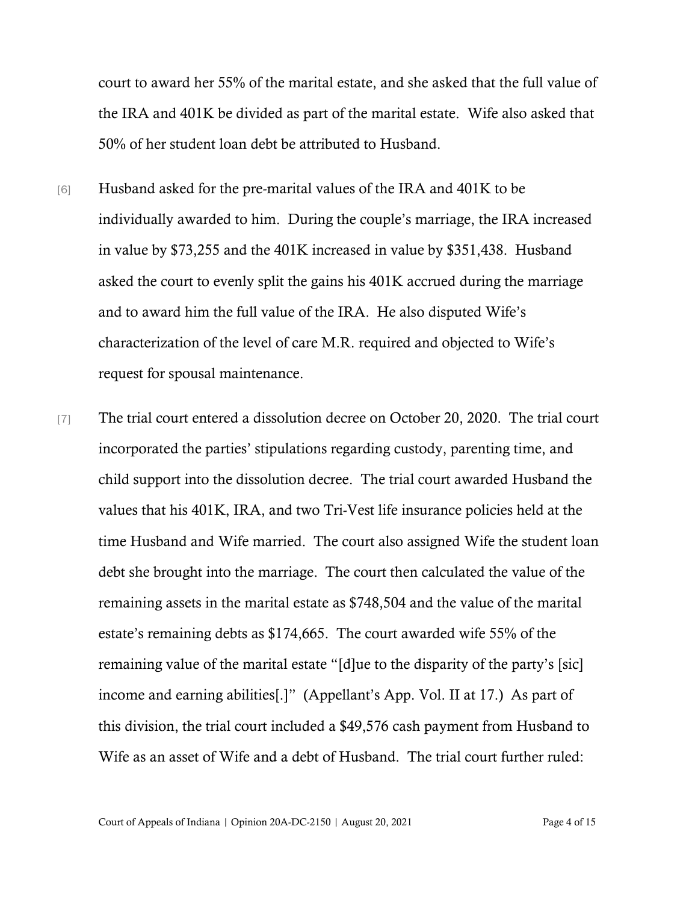court to award her 55% of the marital estate, and she asked that the full value of the IRA and 401K be divided as part of the marital estate. Wife also asked that 50% of her student loan debt be attributed to Husband.

[6] Husband asked for the pre-marital values of the IRA and 401K to be individually awarded to him. During the couple's marriage, the IRA increased in value by $73,255 and the 401K increased in value by $351,438. Husband asked the court to evenly split the gains his 401K accrued during the marriage and to award him the full value of the IRA. He also disputed Wife's characterization of the level of care M.R. required and objected to Wife's request for spousal maintenance.

[7] The trial court entered a dissolution decree on October 20, 2020. The trial court incorporated the parties' stipulations regarding custody, parenting time, and child support into the dissolution decree. The trial court awarded Husband the values that his 401K, IRA, and two Tri-Vest life insurance policies held at the time Husband and Wife married. The court also assigned Wife the student loan debt she brought into the marriage. The court then calculated the value of the remaining assets in the marital estate as $748,504 and the value of the marital estate's remaining debts as $174,665. The court awarded wife 55% of the remaining value of the marital estate "[d]ue to the disparity of the party's [sic] income and earning abilities[.]" (Appellant's App. Vol. II at 17.) As part of this division, the trial court included a $49,576 cash payment from Husband to Wife as an asset of Wife and a debt of Husband. The trial court further ruled: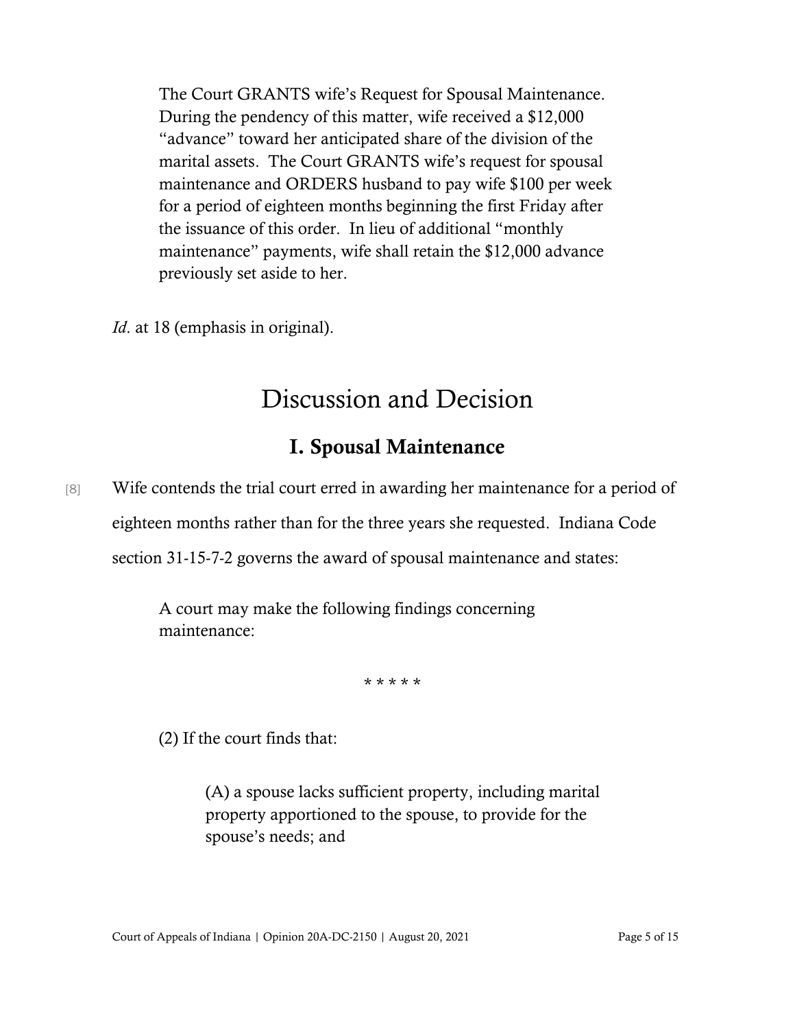> The Court GRANTS wife's Request for Spousal Maintenance. During the pendency of this matter, wife received a $12,000 "advance" toward her anticipated share of the division of the marital assets. The Court GRANTS wife's request for spousal maintenance and ORDERS husband to pay wife $100 per week for a period of eighteen months beginning the first Friday after the issuance of this order. In lieu of additional "monthly maintenance" payments, wife shall retain the $12,000 advance previously set aside to her.

*Id*. at 18 (emphasis in original).

# Discussion and Decision

## I. Spousal Maintenance

[8] Wife contends the trial court erred in awarding her maintenance for a period of eighteen months rather than for the three years she requested. Indiana Code section 31-15-7-2 governs the award of spousal maintenance and states:

> A court may make the following findings concerning maintenance:
>
> \* \* \* \* \*
>
> (2) If the court finds that:
>
> > (A) a spouse lacks sufficient property, including marital property apportioned to the spouse, to provide for the spouse's needs; and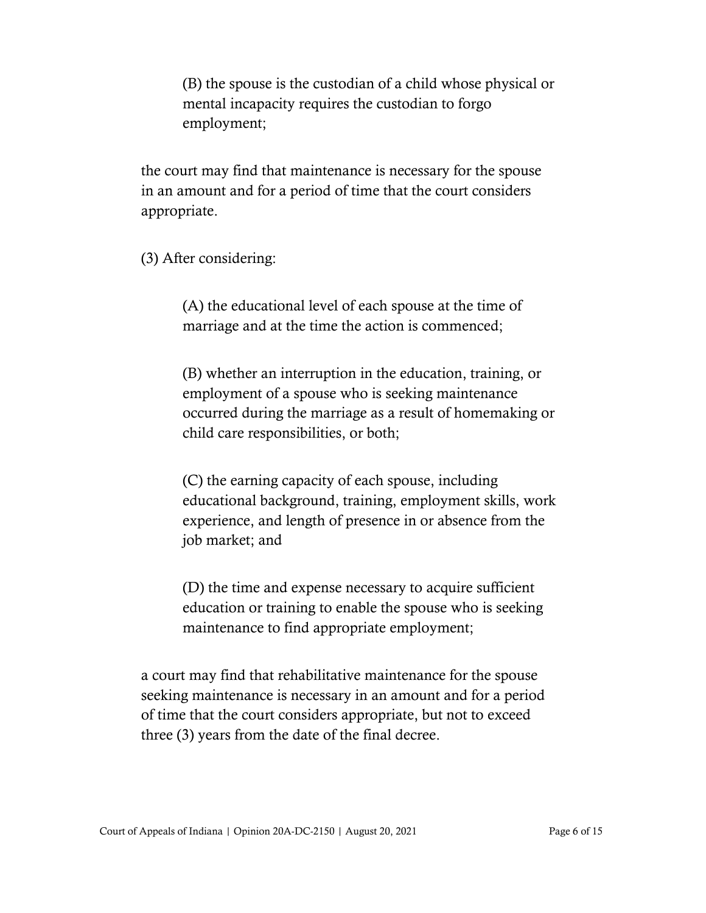(B) the spouse is the custodian of a child whose physical or mental incapacity requires the custodian to forgo employment;

the court may find that maintenance is necessary for the spouse in an amount and for a period of time that the court considers appropriate.

(3) After considering:

(A) the educational level of each spouse at the time of marriage and at the time the action is commenced;

(B) whether an interruption in the education, training, or employment of a spouse who is seeking maintenance occurred during the marriage as a result of homemaking or child care responsibilities, or both;

(C) the earning capacity of each spouse, including educational background, training, employment skills, work experience, and length of presence in or absence from the job market; and

(D) the time and expense necessary to acquire sufficient education or training to enable the spouse who is seeking maintenance to find appropriate employment;

a court may find that rehabilitative maintenance for the spouse seeking maintenance is necessary in an amount and for a period of time that the court considers appropriate, but not to exceed three (3) years from the date of the final decree.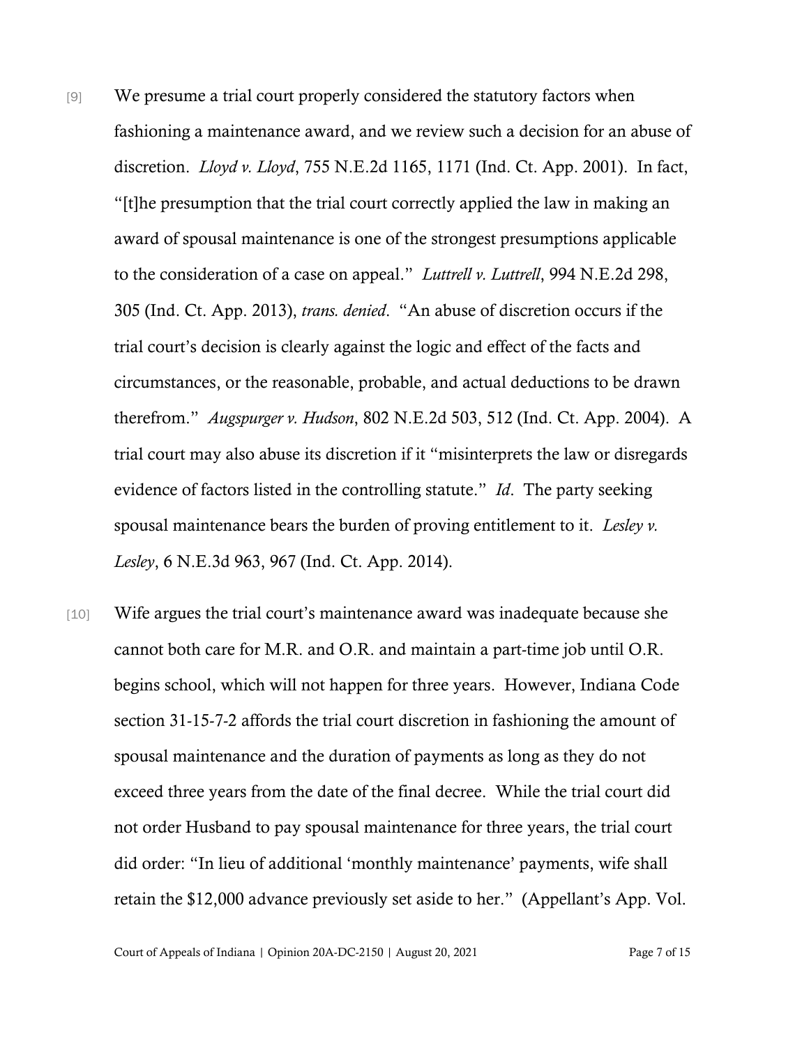[9] We presume a trial court properly considered the statutory factors when fashioning a maintenance award, and we review such a decision for an abuse of discretion. *Lloyd v. Lloyd*, 755 N.E.2d 1165, 1171 (Ind. Ct. App. 2001). In fact, "[t]he presumption that the trial court correctly applied the law in making an award of spousal maintenance is one of the strongest presumptions applicable to the consideration of a case on appeal." *Luttrell v. Luttrell*, 994 N.E.2d 298, 305 (Ind. Ct. App. 2013), *trans. denied*. "An abuse of discretion occurs if the trial court's decision is clearly against the logic and effect of the facts and circumstances, or the reasonable, probable, and actual deductions to be drawn therefrom." *Augspurger v. Hudson*, 802 N.E.2d 503, 512 (Ind. Ct. App. 2004). A trial court may also abuse its discretion if it "misinterprets the law or disregards evidence of factors listed in the controlling statute." *Id*. The party seeking spousal maintenance bears the burden of proving entitlement to it. *Lesley v. Lesley*, 6 N.E.3d 963, 967 (Ind. Ct. App. 2014).

[10] Wife argues the trial court's maintenance award was inadequate because she cannot both care for M.R. and O.R. and maintain a part-time job until O.R. begins school, which will not happen for three years. However, Indiana Code section 31-15-7-2 affords the trial court discretion in fashioning the amount of spousal maintenance and the duration of payments as long as they do not exceed three years from the date of the final decree. While the trial court did not order Husband to pay spousal maintenance for three years, the trial court did order: "In lieu of additional 'monthly maintenance' payments, wife shall retain the $12,000 advance previously set aside to her." (Appellant's App. Vol.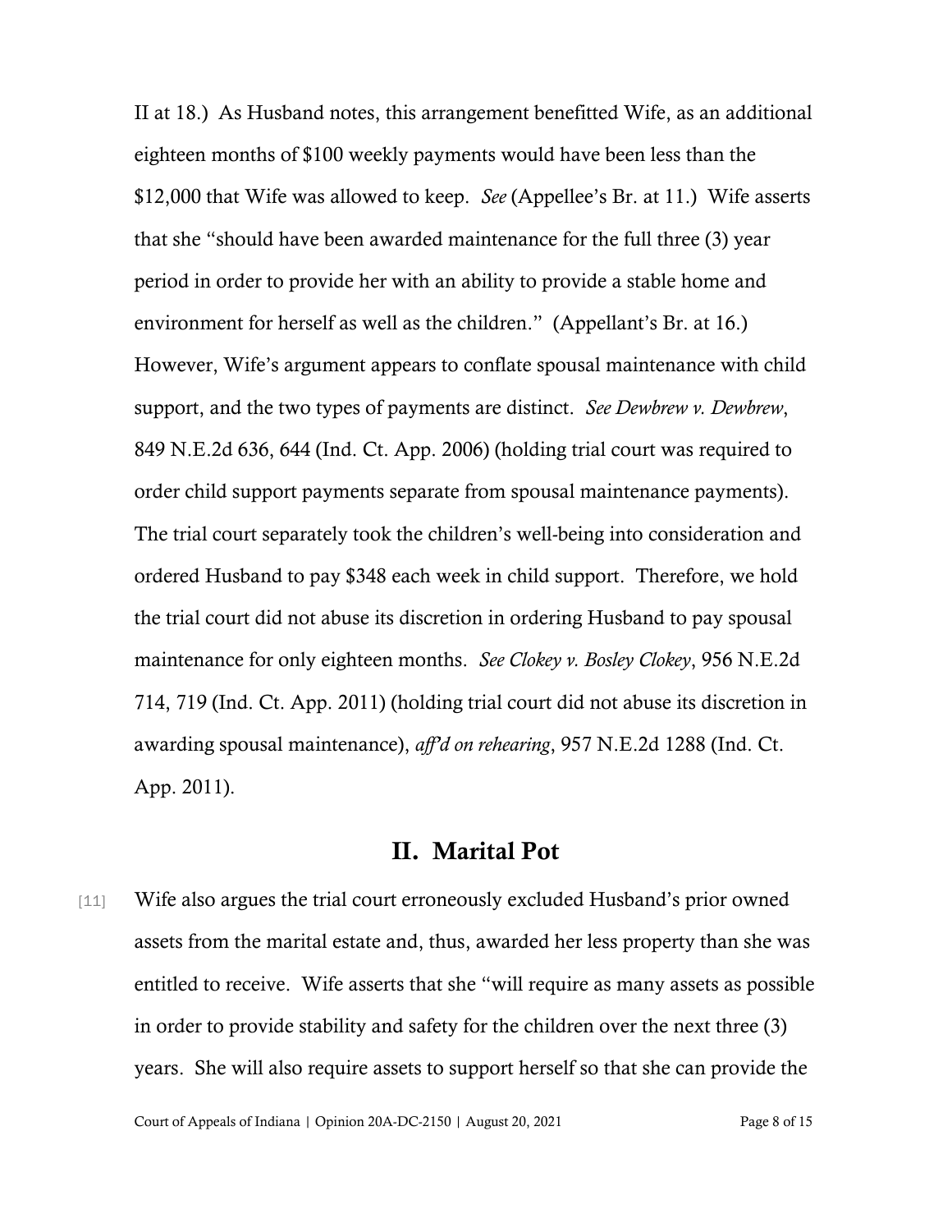II at 18.) As Husband notes, this arrangement benefitted Wife, as an additional eighteen months of $100 weekly payments would have been less than the $12,000 that Wife was allowed to keep. *See* (Appellee's Br. at 11.) Wife asserts that she "should have been awarded maintenance for the full three (3) year period in order to provide her with an ability to provide a stable home and environment for herself as well as the children." (Appellant's Br. at 16.) However, Wife's argument appears to conflate spousal maintenance with child support, and the two types of payments are distinct. *See Dewbrew v. Dewbrew*, 849 N.E.2d 636, 644 (Ind. Ct. App. 2006) (holding trial court was required to order child support payments separate from spousal maintenance payments). The trial court separately took the children's well-being into consideration and ordered Husband to pay $348 each week in child support. Therefore, we hold the trial court did not abuse its discretion in ordering Husband to pay spousal maintenance for only eighteen months. *See Clokey v. Bosley Clokey*, 956 N.E.2d 714, 719 (Ind. Ct. App. 2011) (holding trial court did not abuse its discretion in awarding spousal maintenance), *aff'd on rehearing*, 957 N.E.2d 1288 (Ind. Ct. App. 2011).

## II. Marital Pot

[11] Wife also argues the trial court erroneously excluded Husband's prior owned assets from the marital estate and, thus, awarded her less property than she was entitled to receive. Wife asserts that she "will require as many assets as possible in order to provide stability and safety for the children over the next three (3) years. She will also require assets to support herself so that she can provide the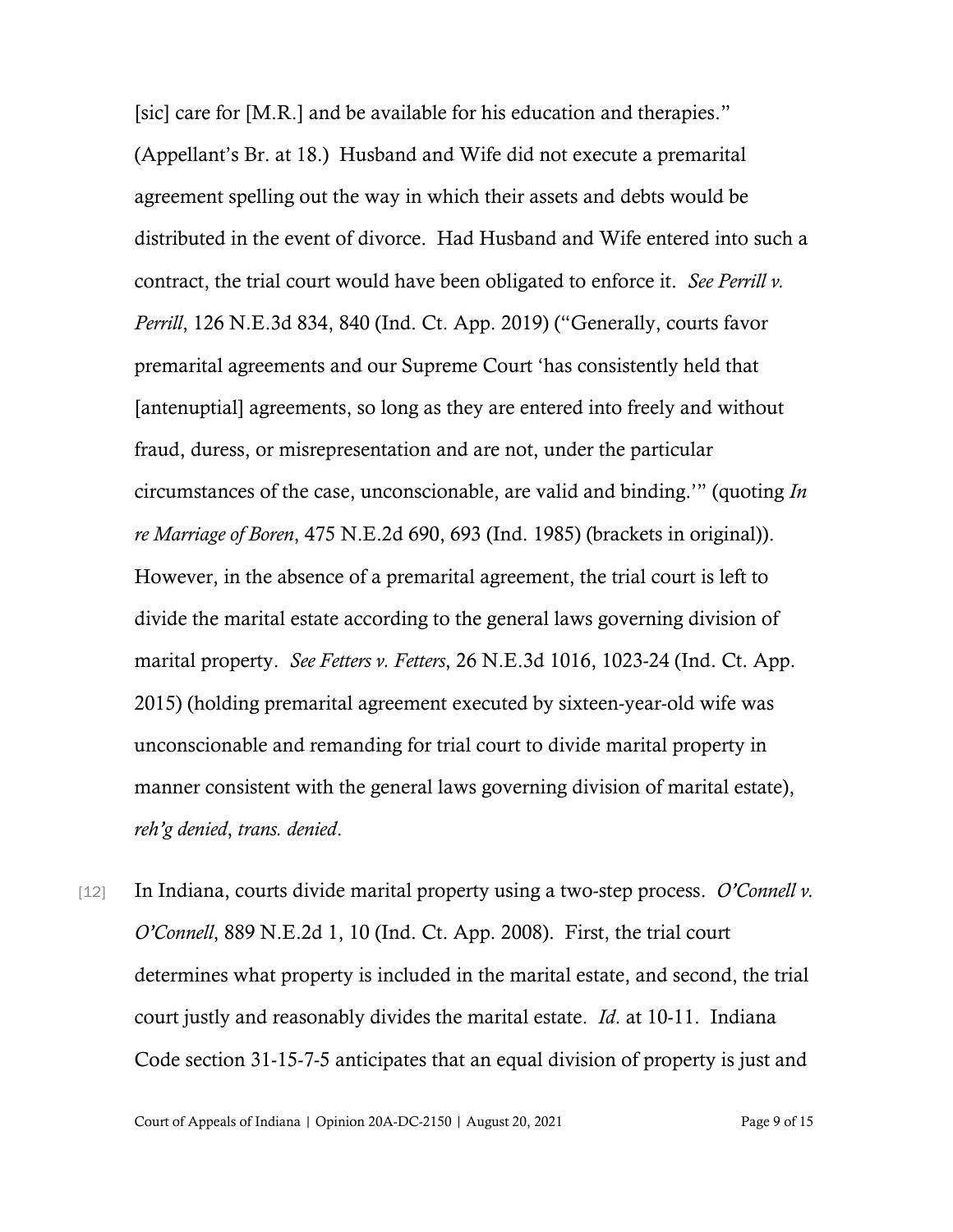[sic] care for [M.R.] and be available for his education and therapies." (Appellant's Br. at 18.) Husband and Wife did not execute a premarital agreement spelling out the way in which their assets and debts would be distributed in the event of divorce. Had Husband and Wife entered into such a contract, the trial court would have been obligated to enforce it. *See Perrill v. Perrill*, 126 N.E.3d 834, 840 (Ind. Ct. App. 2019) ("Generally, courts favor premarital agreements and our Supreme Court 'has consistently held that [antenuptial] agreements, so long as they are entered into freely and without fraud, duress, or misrepresentation and are not, under the particular circumstances of the case, unconscionable, are valid and binding.'" (quoting *In re Marriage of Boren*, 475 N.E.2d 690, 693 (Ind. 1985) (brackets in original)). However, in the absence of a premarital agreement, the trial court is left to divide the marital estate according to the general laws governing division of marital property. *See Fetters v. Fetters*, 26 N.E.3d 1016, 1023-24 (Ind. Ct. App. 2015) (holding premarital agreement executed by sixteen-year-old wife was unconscionable and remanding for trial court to divide marital property in manner consistent with the general laws governing division of marital estate), *reh'g denied*, *trans. denied*.

[12] In Indiana, courts divide marital property using a two-step process. *O'Connell v. O'Connell*, 889 N.E.2d 1, 10 (Ind. Ct. App. 2008). First, the trial court determines what property is included in the marital estate, and second, the trial court justly and reasonably divides the marital estate. *Id*. at 10-11. Indiana Code section 31-15-7-5 anticipates that an equal division of property is just and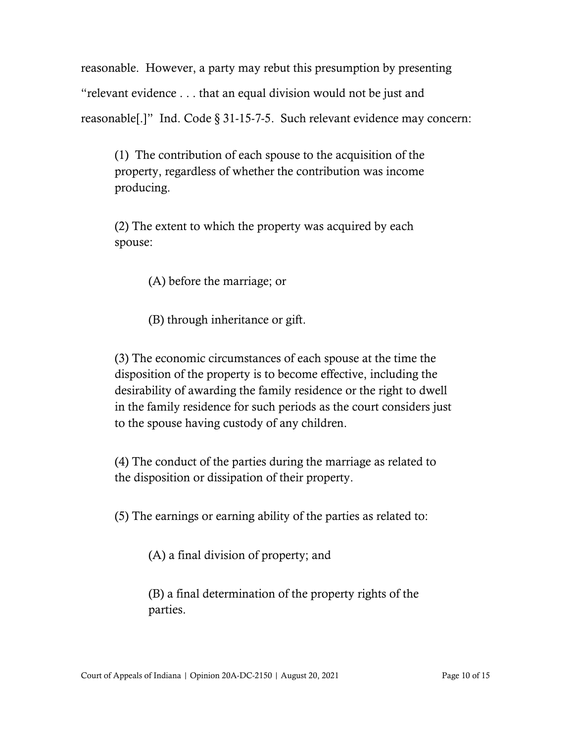reasonable. However, a party may rebut this presumption by presenting "relevant evidence . . . that an equal division would not be just and reasonable[.]" Ind. Code § 31-15-7-5. Such relevant evidence may concern:

> (1) The contribution of each spouse to the acquisition of the property, regardless of whether the contribution was income producing.
>
> (2) The extent to which the property was acquired by each spouse:
>
> > (A) before the marriage; or
> >
> > (B) through inheritance or gift.
>
> (3) The economic circumstances of each spouse at the time the disposition of the property is to become effective, including the desirability of awarding the family residence or the right to dwell in the family residence for such periods as the court considers just to the spouse having custody of any children.
>
> (4) The conduct of the parties during the marriage as related to the disposition or dissipation of their property.
>
> (5) The earnings or earning ability of the parties as related to:
>
> > (A) a final division of property; and
> >
> > (B) a final determination of the property rights of the parties.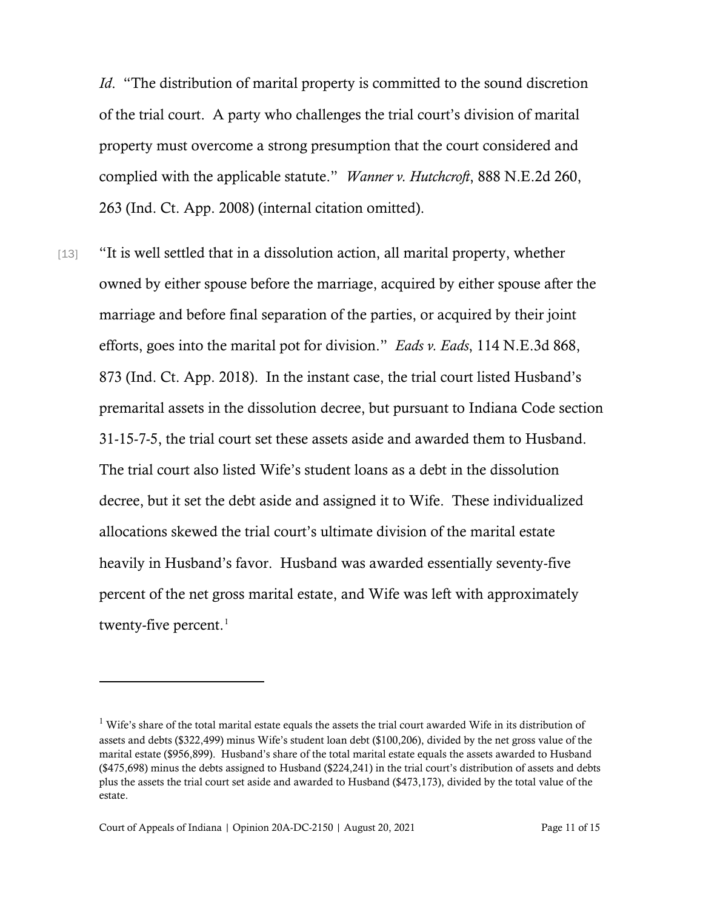*Id*. "The distribution of marital property is committed to the sound discretion of the trial court. A party who challenges the trial court's division of marital property must overcome a strong presumption that the court considered and complied with the applicable statute." *Wanner v. Hutchcroft*, 888 N.E.2d 260, 263 (Ind. Ct. App. 2008) (internal citation omitted).

[13] "It is well settled that in a dissolution action, all marital property, whether owned by either spouse before the marriage, acquired by either spouse after the marriage and before final separation of the parties, or acquired by their joint efforts, goes into the marital pot for division." *Eads v. Eads*, 114 N.E.3d 868, 873 (Ind. Ct. App. 2018). In the instant case, the trial court listed Husband's premarital assets in the dissolution decree, but pursuant to Indiana Code section 31-15-7-5, the trial court set these assets aside and awarded them to Husband. The trial court also listed Wife's student loans as a debt in the dissolution decree, but it set the debt aside and assigned it to Wife. These individualized allocations skewed the trial court's ultimate division of the marital estate heavily in Husband's favor. Husband was awarded essentially seventy-five percent of the net gross marital estate, and Wife was left with approximately twenty-five percent.[1]

---

[1] Wife's share of the total marital estate equals the assets the trial court awarded Wife in its distribution of assets and debts ($322,499) minus Wife's student loan debt ($100,206), divided by the net gross value of the marital estate ($956,899). Husband's share of the total marital estate equals the assets awarded to Husband ($475,698) minus the debts assigned to Husband ($224,241) in the trial court's distribution of assets and debts plus the assets the trial court set aside and awarded to Husband ($473,173), divided by the total value of the estate.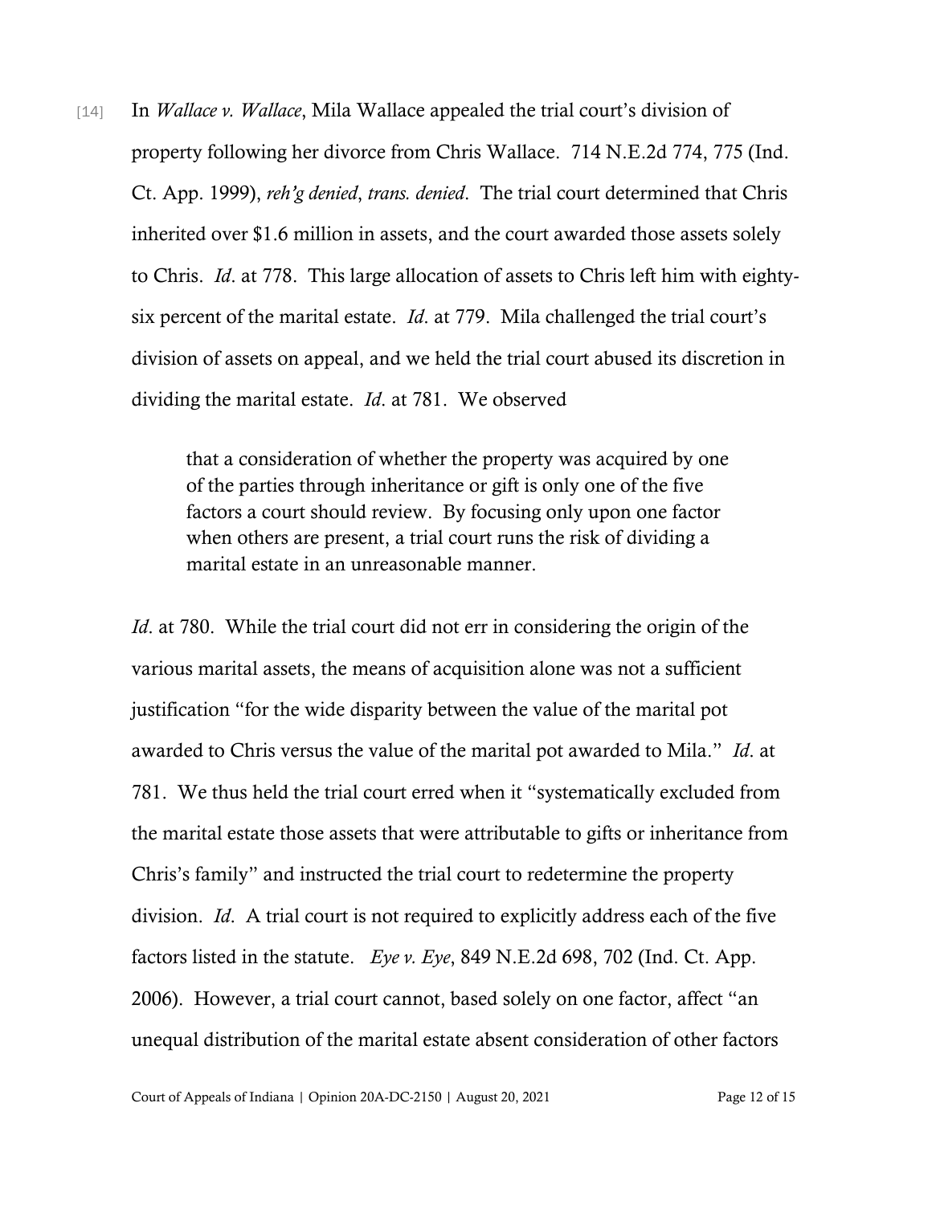[14] In *Wallace v. Wallace*, Mila Wallace appealed the trial court's division of property following her divorce from Chris Wallace. 714 N.E.2d 774, 775 (Ind. Ct. App. 1999), *reh'g denied*, *trans. denied*. The trial court determined that Chris inherited over $1.6 million in assets, and the court awarded those assets solely to Chris. *Id*. at 778. This large allocation of assets to Chris left him with eighty-six percent of the marital estate. *Id*. at 779. Mila challenged the trial court's division of assets on appeal, and we held the trial court abused its discretion in dividing the marital estate. *Id*. at 781. We observed

> that a consideration of whether the property was acquired by one of the parties through inheritance or gift is only one of the five factors a court should review. By focusing only upon one factor when others are present, a trial court runs the risk of dividing a marital estate in an unreasonable manner.

*Id*. at 780. While the trial court did not err in considering the origin of the various marital assets, the means of acquisition alone was not a sufficient justification "for the wide disparity between the value of the marital pot awarded to Chris versus the value of the marital pot awarded to Mila." *Id*. at 781. We thus held the trial court erred when it "systematically excluded from the marital estate those assets that were attributable to gifts or inheritance from Chris's family" and instructed the trial court to redetermine the property division. *Id*. A trial court is not required to explicitly address each of the five factors listed in the statute. *Eye v. Eye*, 849 N.E.2d 698, 702 (Ind. Ct. App. 2006). However, a trial court cannot, based solely on one factor, affect "an unequal distribution of the marital estate absent consideration of other factors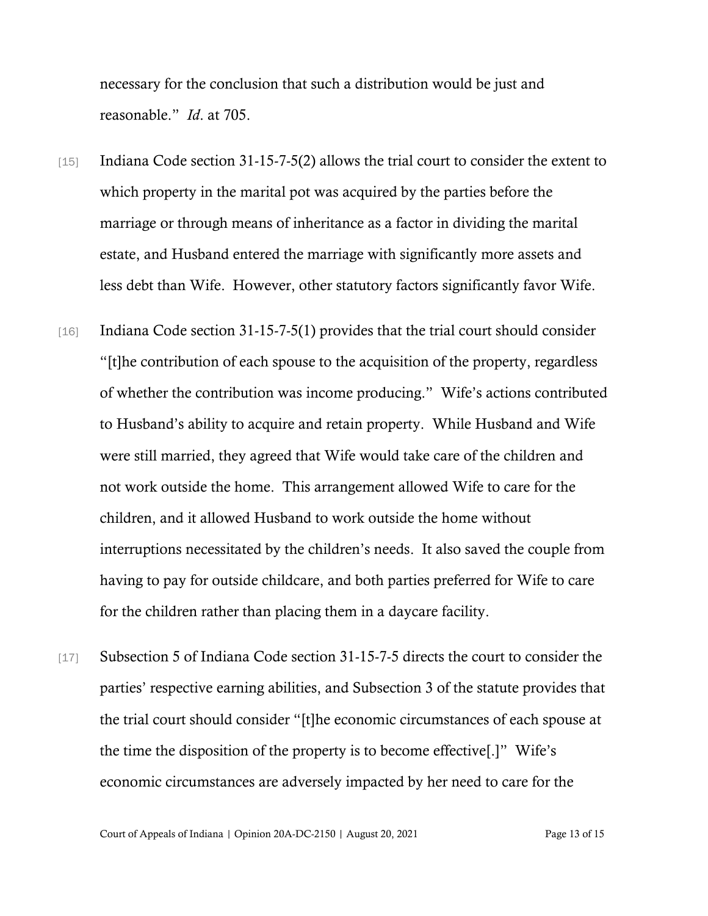necessary for the conclusion that such a distribution would be just and reasonable." *Id*. at 705.

[15] Indiana Code section 31-15-7-5(2) allows the trial court to consider the extent to which property in the marital pot was acquired by the parties before the marriage or through means of inheritance as a factor in dividing the marital estate, and Husband entered the marriage with significantly more assets and less debt than Wife. However, other statutory factors significantly favor Wife.

[16] Indiana Code section 31-15-7-5(1) provides that the trial court should consider "[t]he contribution of each spouse to the acquisition of the property, regardless of whether the contribution was income producing." Wife's actions contributed to Husband's ability to acquire and retain property. While Husband and Wife were still married, they agreed that Wife would take care of the children and not work outside the home. This arrangement allowed Wife to care for the children, and it allowed Husband to work outside the home without interruptions necessitated by the children's needs. It also saved the couple from having to pay for outside childcare, and both parties preferred for Wife to care for the children rather than placing them in a daycare facility.

[17] Subsection 5 of Indiana Code section 31-15-7-5 directs the court to consider the parties' respective earning abilities, and Subsection 3 of the statute provides that the trial court should consider "[t]he economic circumstances of each spouse at the time the disposition of the property is to become effective[.]" Wife's economic circumstances are adversely impacted by her need to care for the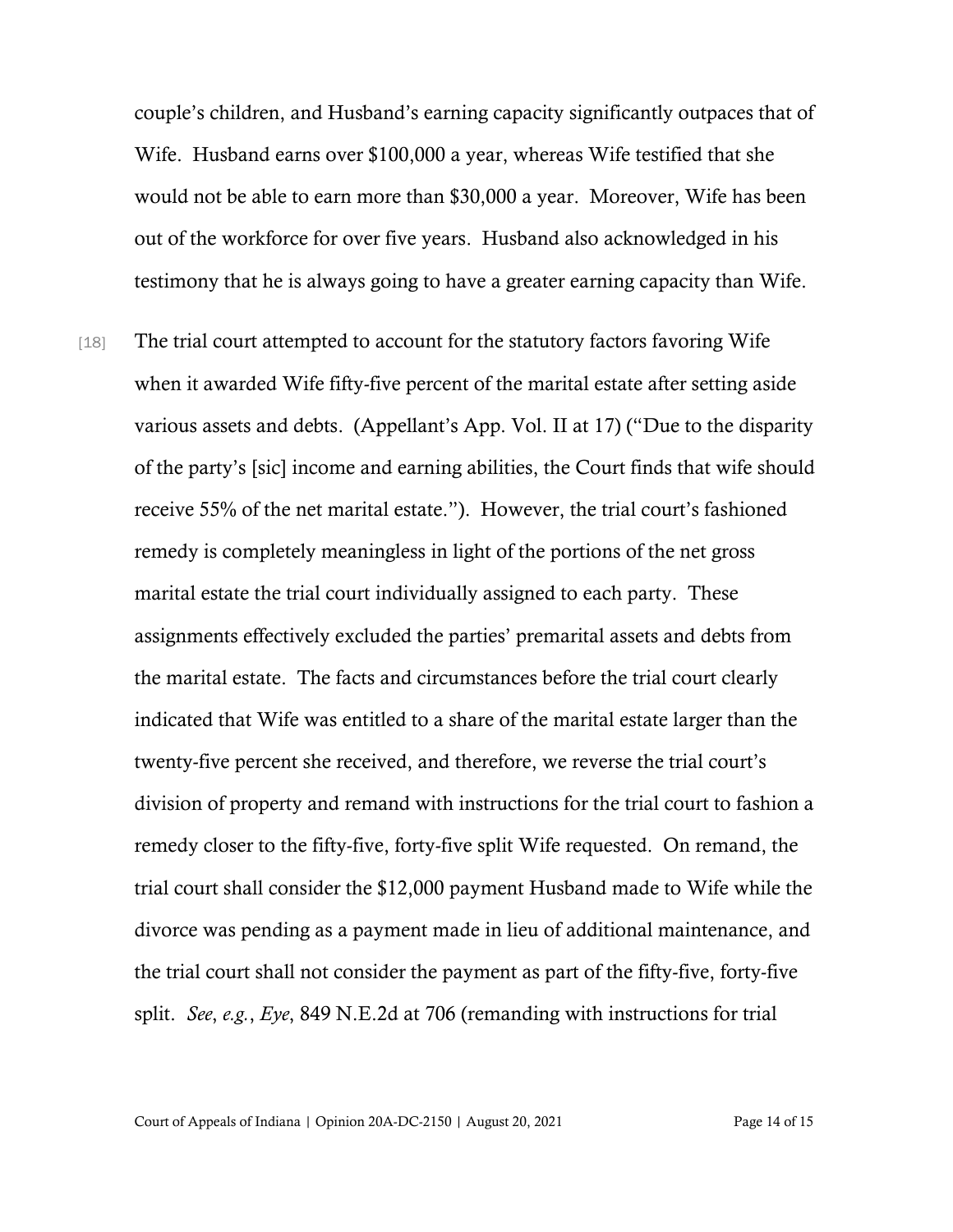couple's children, and Husband's earning capacity significantly outpaces that of Wife. Husband earns over $100,000 a year, whereas Wife testified that she would not be able to earn more than $30,000 a year. Moreover, Wife has been out of the workforce for over five years. Husband also acknowledged in his testimony that he is always going to have a greater earning capacity than Wife.

[18] The trial court attempted to account for the statutory factors favoring Wife when it awarded Wife fifty-five percent of the marital estate after setting aside various assets and debts. (Appellant's App. Vol. II at 17) ("Due to the disparity of the party's [sic] income and earning abilities, the Court finds that wife should receive 55% of the net marital estate."). However, the trial court's fashioned remedy is completely meaningless in light of the portions of the net gross marital estate the trial court individually assigned to each party. These assignments effectively excluded the parties' premarital assets and debts from the marital estate. The facts and circumstances before the trial court clearly indicated that Wife was entitled to a share of the marital estate larger than the twenty-five percent she received, and therefore, we reverse the trial court's division of property and remand with instructions for the trial court to fashion a remedy closer to the fifty-five, forty-five split Wife requested. On remand, the trial court shall consider the $12,000 payment Husband made to Wife while the divorce was pending as a payment made in lieu of additional maintenance, and the trial court shall not consider the payment as part of the fifty-five, forty-five split. *See*, *e.g.*, *Eye*, 849 N.E.2d at 706 (remanding with instructions for trial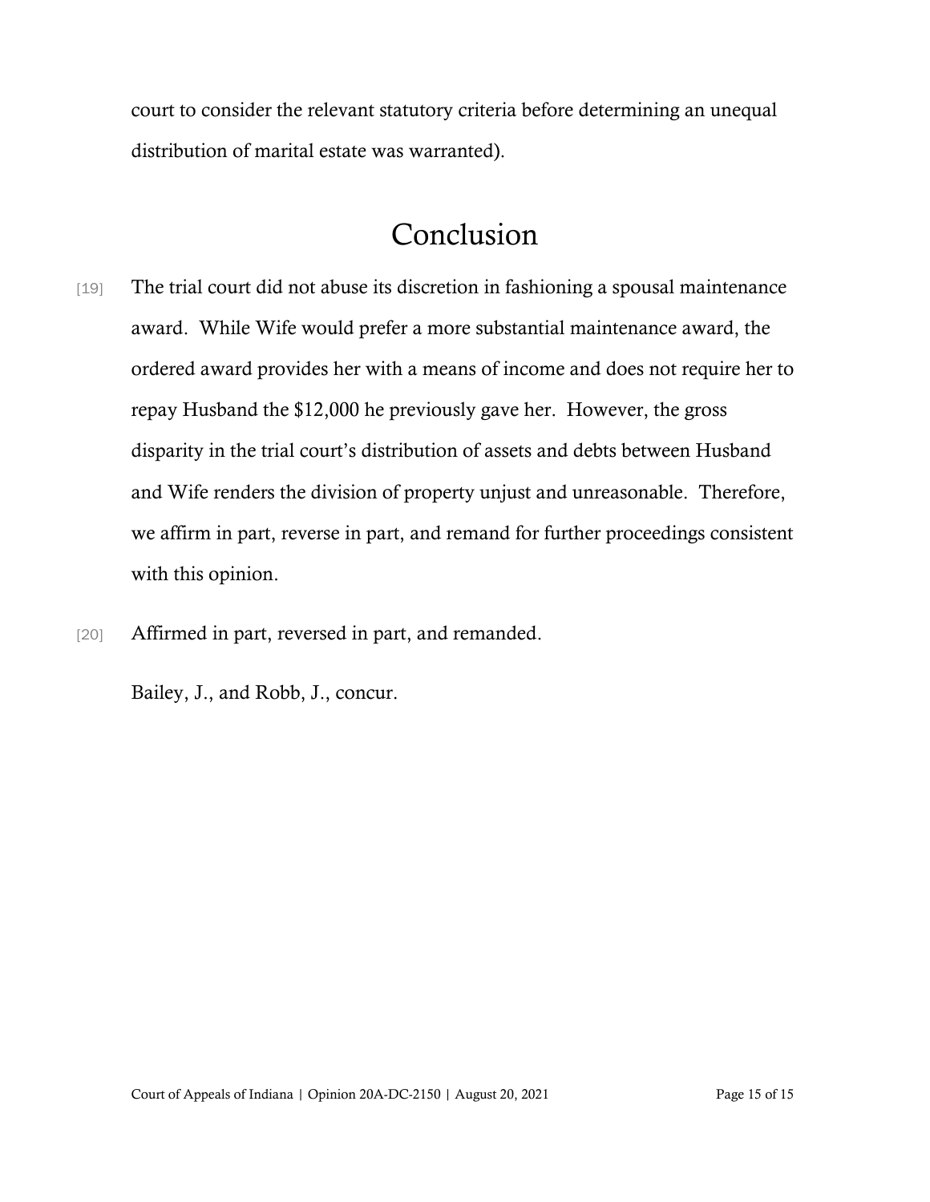court to consider the relevant statutory criteria before determining an unequal distribution of marital estate was warranted).

# Conclusion

[19] The trial court did not abuse its discretion in fashioning a spousal maintenance award. While Wife would prefer a more substantial maintenance award, the ordered award provides her with a means of income and does not require her to repay Husband the $12,000 he previously gave her. However, the gross disparity in the trial court's distribution of assets and debts between Husband and Wife renders the division of property unjust and unreasonable. Therefore, we affirm in part, reverse in part, and remand for further proceedings consistent with this opinion.

[20] Affirmed in part, reversed in part, and remanded.

Bailey, J., and Robb, J., concur.